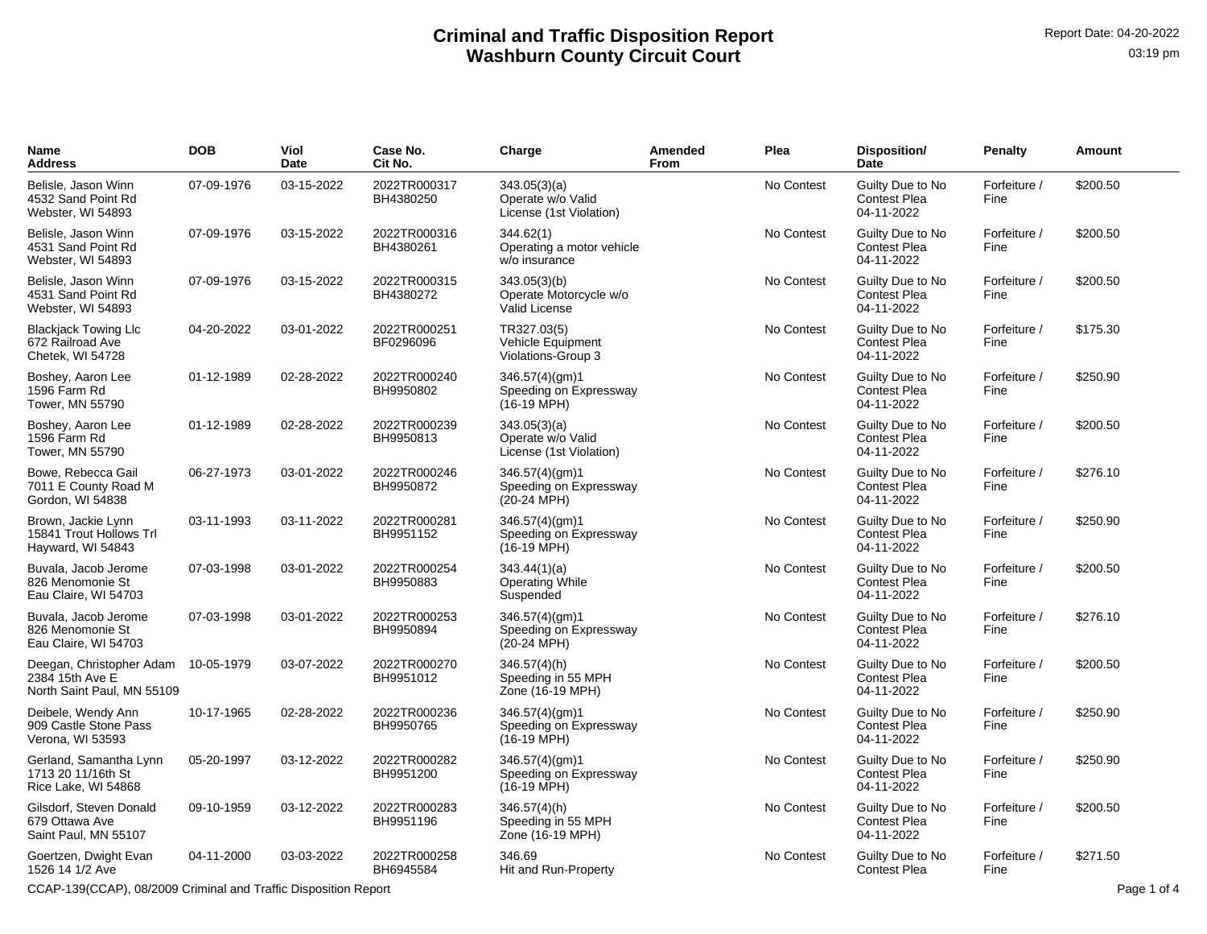# Criminal and Traffic Disposition Report
# Washburn County Circuit Court

Report Date: 04-20-2022
03:19 pm

| Name<br>Address | DOB | Viol Date | Case No.<br>Cit No. | Charge | Amended From | Plea | Disposition/<br>Date | Penalty | Amount |
|---|---|---|---|---|---|---|---|---|---|
| Belisle, Jason Winn<br>4532 Sand Point Rd<br>Webster, WI 54893 | 07-09-1976 | 03-15-2022 | 2022TR000317<br>BH4380250 | 343.05(3)(a)<br>Operate w/o Valid License (1st Violation) | | No Contest | Guilty Due to No Contest Plea<br>04-11-2022 | Forfeiture / Fine | $200.50 |
| Belisle, Jason Winn<br>4531 Sand Point Rd<br>Webster, WI 54893 | 07-09-1976 | 03-15-2022 | 2022TR000316<br>BH4380261 | 344.62(1)<br>Operating a motor vehicle w/o insurance | | No Contest | Guilty Due to No Contest Plea<br>04-11-2022 | Forfeiture / Fine | $200.50 |
| Belisle, Jason Winn<br>4531 Sand Point Rd<br>Webster, WI 54893 | 07-09-1976 | 03-15-2022 | 2022TR000315<br>BH4380272 | 343.05(3)(b)<br>Operate Motorcycle w/o Valid License | | No Contest | Guilty Due to No Contest Plea<br>04-11-2022 | Forfeiture / Fine | $200.50 |
| Blackjack Towing Llc<br>672 Railroad Ave<br>Chetek, WI 54728 | 04-20-2022 | 03-01-2022 | 2022TR000251<br>BF0296096 | TR327.03(5)<br>Vehicle Equipment Violations-Group 3 | | No Contest | Guilty Due to No Contest Plea<br>04-11-2022 | Forfeiture / Fine | $175.30 |
| Boshey, Aaron Lee<br>1596 Farm Rd<br>Tower, MN 55790 | 01-12-1989 | 02-28-2022 | 2022TR000240<br>BH9950802 | 346.57(4)(gm)1<br>Speeding on Expressway (16-19 MPH) | | No Contest | Guilty Due to No Contest Plea<br>04-11-2022 | Forfeiture / Fine | $250.90 |
| Boshey, Aaron Lee<br>1596 Farm Rd<br>Tower, MN 55790 | 01-12-1989 | 02-28-2022 | 2022TR000239<br>BH9950813 | 343.05(3)(a)<br>Operate w/o Valid License (1st Violation) | | No Contest | Guilty Due to No Contest Plea<br>04-11-2022 | Forfeiture / Fine | $200.50 |
| Bowe, Rebecca Gail<br>7011 E County Road M<br>Gordon, WI 54838 | 06-27-1973 | 03-01-2022 | 2022TR000246<br>BH9950872 | 346.57(4)(gm)1<br>Speeding on Expressway (20-24 MPH) | | No Contest | Guilty Due to No Contest Plea<br>04-11-2022 | Forfeiture / Fine | $276.10 |
| Brown, Jackie Lynn<br>15841 Trout Hollows Trl<br>Hayward, WI 54843 | 03-11-1993 | 03-11-2022 | 2022TR000281<br>BH9951152 | 346.57(4)(gm)1<br>Speeding on Expressway (16-19 MPH) | | No Contest | Guilty Due to No Contest Plea<br>04-11-2022 | Forfeiture / Fine | $250.90 |
| Buvala, Jacob Jerome<br>826 Menomonie St<br>Eau Claire, WI 54703 | 07-03-1998 | 03-01-2022 | 2022TR000254<br>BH9950883 | 343.44(1)(a)<br>Operating While Suspended | | No Contest | Guilty Due to No Contest Plea<br>04-11-2022 | Forfeiture / Fine | $200.50 |
| Buvala, Jacob Jerome<br>826 Menomonie St<br>Eau Claire, WI 54703 | 07-03-1998 | 03-01-2022 | 2022TR000253<br>BH9950894 | 346.57(4)(gm)1<br>Speeding on Expressway (20-24 MPH) | | No Contest | Guilty Due to No Contest Plea<br>04-11-2022 | Forfeiture / Fine | $276.10 |
| Deegan, Christopher Adam<br>2384 15th Ave E<br>North Saint Paul, MN 55109 | 10-05-1979 | 03-07-2022 | 2022TR000270<br>BH9951012 | 346.57(4)(h)<br>Speeding in 55 MPH Zone (16-19 MPH) | | No Contest | Guilty Due to No Contest Plea<br>04-11-2022 | Forfeiture / Fine | $200.50 |
| Deibele, Wendy Ann<br>909 Castle Stone Pass<br>Verona, WI 53593 | 10-17-1965 | 02-28-2022 | 2022TR000236<br>BH9950765 | 346.57(4)(gm)1<br>Speeding on Expressway (16-19 MPH) | | No Contest | Guilty Due to No Contest Plea<br>04-11-2022 | Forfeiture / Fine | $250.90 |
| Gerland, Samantha Lynn<br>1713 20 11/16th St<br>Rice Lake, WI 54868 | 05-20-1997 | 03-12-2022 | 2022TR000282<br>BH9951200 | 346.57(4)(gm)1<br>Speeding on Expressway (16-19 MPH) | | No Contest | Guilty Due to No Contest Plea<br>04-11-2022 | Forfeiture / Fine | $250.90 |
| Gilsdorf, Steven Donald<br>679 Ottawa Ave<br>Saint Paul, MN 55107 | 09-10-1959 | 03-12-2022 | 2022TR000283<br>BH9951196 | 346.57(4)(h)<br>Speeding in 55 MPH Zone (16-19 MPH) | | No Contest | Guilty Due to No Contest Plea<br>04-11-2022 | Forfeiture / Fine | $200.50 |
| Goertzen, Dwight Evan<br>1526 14 1/2 Ave | 04-11-2000 | 03-03-2022 | 2022TR000258<br>BH6945584 | 346.69<br>Hit and Run-Property | | No Contest | Guilty Due to No Contest Plea | Forfeiture / Fine | $271.50 |

CCAP-139(CCAP), 08/2009 Criminal and Traffic Disposition Report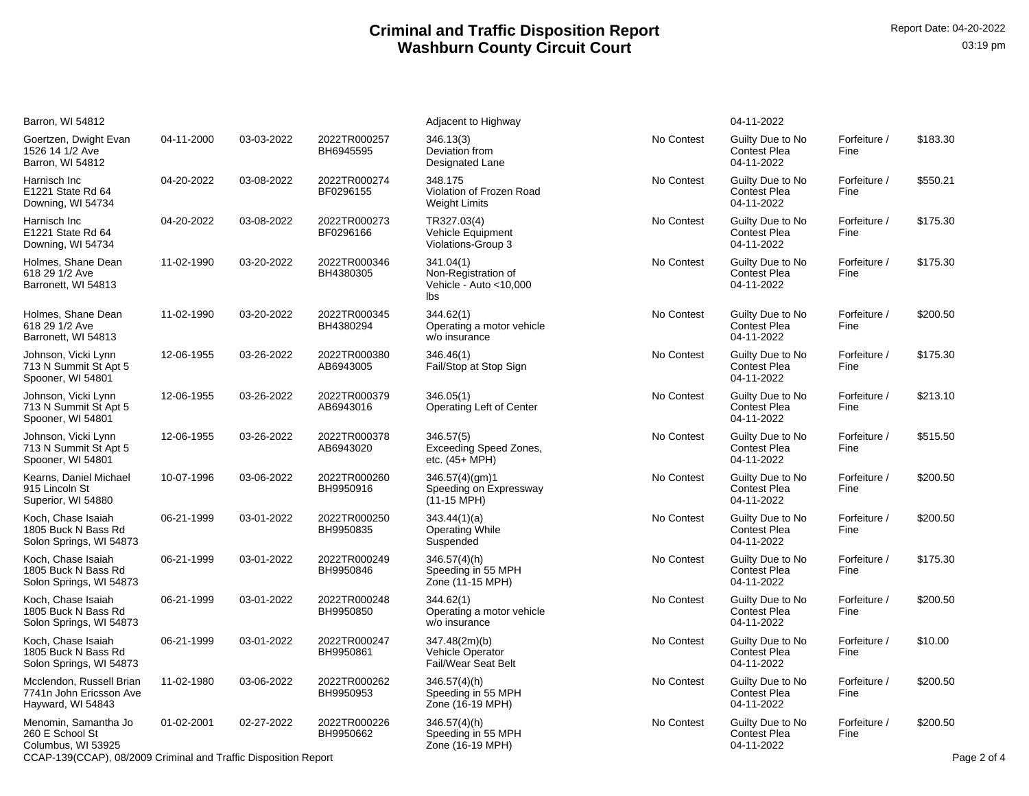# Criminal and Traffic Disposition Report
# Washburn County Circuit Court

Report Date: 04-20-2022
03:19 pm

| | | | | | | | | |
|---|---|---|---|---|---|---|---|---|
| Barron, WI 54812 | | | | Adjacent to Highway | | 04-11-2022 | | |
| Goertzen, Dwight Evan<br>1526 14 1/2 Ave<br>Barron, WI 54812 | 04-11-2000 | 03-03-2022 | 2022TR000257<br>BH6945595 | 346.13(3)<br>Deviation from Designated Lane | No Contest | Guilty Due to No Contest Plea<br>04-11-2022 | Forfeiture / Fine | $183.30 |
| Harnisch Inc<br>E1221 State Rd 64<br>Downing, WI 54734 | 04-20-2022 | 03-08-2022 | 2022TR000274<br>BF0296155 | 348.175<br>Violation of Frozen Road Weight Limits | No Contest | Guilty Due to No Contest Plea<br>04-11-2022 | Forfeiture / Fine | $550.21 |
| Harnisch Inc<br>E1221 State Rd 64<br>Downing, WI 54734 | 04-20-2022 | 03-08-2022 | 2022TR000273<br>BF0296166 | TR327.03(4)<br>Vehicle Equipment Violations-Group 3 | No Contest | Guilty Due to No Contest Plea<br>04-11-2022 | Forfeiture / Fine | $175.30 |
| Holmes, Shane Dean<br>618 29 1/2 Ave<br>Barronett, WI 54813 | 11-02-1990 | 03-20-2022 | 2022TR000346<br>BH4380305 | 341.04(1)<br>Non-Registration of Vehicle - Auto <10,000 lbs | No Contest | Guilty Due to No Contest Plea<br>04-11-2022 | Forfeiture / Fine | $175.30 |
| Holmes, Shane Dean<br>618 29 1/2 Ave<br>Barronett, WI 54813 | 11-02-1990 | 03-20-2022 | 2022TR000345<br>BH4380294 | 344.62(1)<br>Operating a motor vehicle w/o insurance | No Contest | Guilty Due to No Contest Plea<br>04-11-2022 | Forfeiture / Fine | $200.50 |
| Johnson, Vicki Lynn<br>713 N Summit St Apt 5<br>Spooner, WI 54801 | 12-06-1955 | 03-26-2022 | 2022TR000380<br>AB6943005 | 346.46(1)<br>Fail/Stop at Stop Sign | No Contest | Guilty Due to No Contest Plea<br>04-11-2022 | Forfeiture / Fine | $175.30 |
| Johnson, Vicki Lynn<br>713 N Summit St Apt 5<br>Spooner, WI 54801 | 12-06-1955 | 03-26-2022 | 2022TR000379<br>AB6943016 | 346.05(1)<br>Operating Left of Center | No Contest | Guilty Due to No Contest Plea<br>04-11-2022 | Forfeiture / Fine | $213.10 |
| Johnson, Vicki Lynn<br>713 N Summit St Apt 5<br>Spooner, WI 54801 | 12-06-1955 | 03-26-2022 | 2022TR000378<br>AB6943020 | 346.57(5)<br>Exceeding Speed Zones, etc. (45+ MPH) | No Contest | Guilty Due to No Contest Plea<br>04-11-2022 | Forfeiture / Fine | $515.50 |
| Kearns, Daniel Michael<br>915 Lincoln St<br>Superior, WI 54880 | 10-07-1996 | 03-06-2022 | 2022TR000260<br>BH9950916 | 346.57(4)(gm)1<br>Speeding on Expressway (11-15 MPH) | No Contest | Guilty Due to No Contest Plea<br>04-11-2022 | Forfeiture / Fine | $200.50 |
| Koch, Chase Isaiah<br>1805 Buck N Bass Rd<br>Solon Springs, WI 54873 | 06-21-1999 | 03-01-2022 | 2022TR000250<br>BH9950835 | 343.44(1)(a)<br>Operating While Suspended | No Contest | Guilty Due to No Contest Plea<br>04-11-2022 | Forfeiture / Fine | $200.50 |
| Koch, Chase Isaiah<br>1805 Buck N Bass Rd<br>Solon Springs, WI 54873 | 06-21-1999 | 03-01-2022 | 2022TR000249<br>BH9950846 | 346.57(4)(h)<br>Speeding in 55 MPH Zone (11-15 MPH) | No Contest | Guilty Due to No Contest Plea<br>04-11-2022 | Forfeiture / Fine | $175.30 |
| Koch, Chase Isaiah<br>1805 Buck N Bass Rd<br>Solon Springs, WI 54873 | 06-21-1999 | 03-01-2022 | 2022TR000248<br>BH9950850 | 344.62(1)<br>Operating a motor vehicle w/o insurance | No Contest | Guilty Due to No Contest Plea<br>04-11-2022 | Forfeiture / Fine | $200.50 |
| Koch, Chase Isaiah<br>1805 Buck N Bass Rd<br>Solon Springs, WI 54873 | 06-21-1999 | 03-01-2022 | 2022TR000247<br>BH9950861 | 347.48(2m)(b)<br>Vehicle Operator Fail/Wear Seat Belt | No Contest | Guilty Due to No Contest Plea<br>04-11-2022 | Forfeiture / Fine | $10.00 |
| Mcclendon, Russell Brian<br>7741n John Ericsson Ave<br>Hayward, WI 54843 | 11-02-1980 | 03-06-2022 | 2022TR000262<br>BH9950953 | 346.57(4)(h)<br>Speeding in 55 MPH Zone (16-19 MPH) | No Contest | Guilty Due to No Contest Plea<br>04-11-2022 | Forfeiture / Fine | $200.50 |
| Menomin, Samantha Jo<br>260 E School St<br>Columbus, WI 53925 | 01-02-2001 | 02-27-2022 | 2022TR000226<br>BH9950662 | 346.57(4)(h)<br>Speeding in 55 MPH Zone (16-19 MPH) | No Contest | Guilty Due to No Contest Plea<br>04-11-2022 | Forfeiture / Fine | $200.50 |

CCAP-139(CCAP), 08/2009 Criminal and Traffic Disposition Report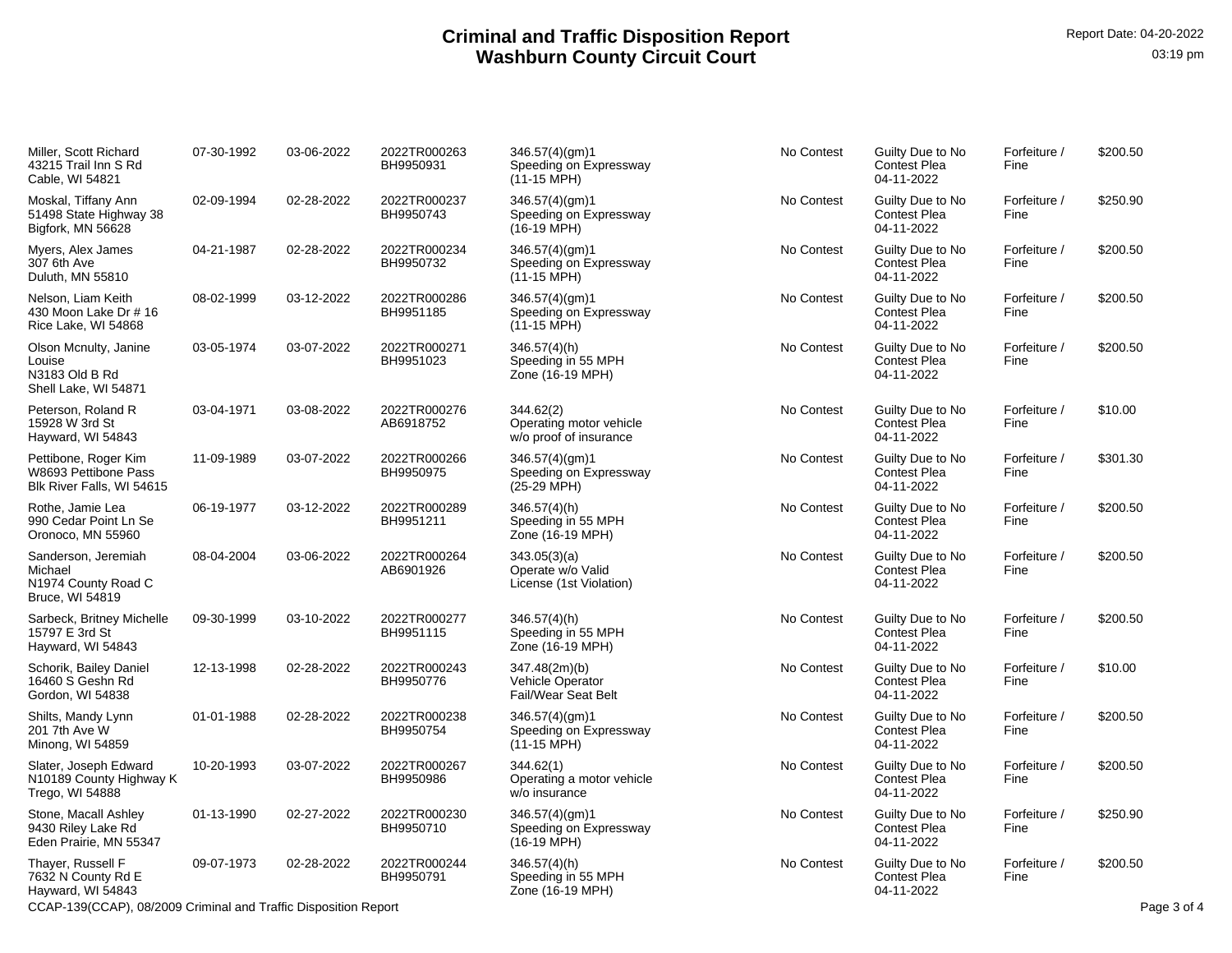# Criminal and Traffic Disposition Report
## Washburn County Circuit Court

Report Date: 04-20-2022
03:19 pm

| Name / Address | DOB | Offense Date | Case No. / Citation | Statute / Description | Plea | Disposition | Sentence | Amount |
|---|---|---|---|---|---|---|---|---|
| Miller, Scott Richard<br>43215 Trail Inn S Rd<br>Cable, WI 54821 | 07-30-1992 | 03-06-2022 | 2022TR000263<br>BH9950931 | 346.57(4)(gm)1<br>Speeding on Expressway (11-15 MPH) | No Contest | Guilty Due to No Contest Plea 04-11-2022 | Forfeiture / Fine | $200.50 |
| Moskal, Tiffany Ann<br>51498 State Highway 38<br>Bigfork, MN 56628 | 02-09-1994 | 02-28-2022 | 2022TR000237<br>BH9950743 | 346.57(4)(gm)1<br>Speeding on Expressway (16-19 MPH) | No Contest | Guilty Due to No Contest Plea 04-11-2022 | Forfeiture / Fine | $250.90 |
| Myers, Alex James<br>307 6th Ave<br>Duluth, MN 55810 | 04-21-1987 | 02-28-2022 | 2022TR000234<br>BH9950732 | 346.57(4)(gm)1<br>Speeding on Expressway (11-15 MPH) | No Contest | Guilty Due to No Contest Plea 04-11-2022 | Forfeiture / Fine | $200.50 |
| Nelson, Liam Keith<br>430 Moon Lake Dr # 16<br>Rice Lake, WI 54868 | 08-02-1999 | 03-12-2022 | 2022TR000286<br>BH9951185 | 346.57(4)(gm)1<br>Speeding on Expressway (11-15 MPH) | No Contest | Guilty Due to No Contest Plea 04-11-2022 | Forfeiture / Fine | $200.50 |
| Olson Mcnulty, Janine Louise<br>N3183 Old B Rd<br>Shell Lake, WI 54871 | 03-05-1974 | 03-07-2022 | 2022TR000271<br>BH9951023 | 346.57(4)(h)<br>Speeding in 55 MPH Zone (16-19 MPH) | No Contest | Guilty Due to No Contest Plea 04-11-2022 | Forfeiture / Fine | $200.50 |
| Peterson, Roland R<br>15928 W 3rd St<br>Hayward, WI 54843 | 03-04-1971 | 03-08-2022 | 2022TR000276<br>AB6918752 | 344.62(2)<br>Operating motor vehicle w/o proof of insurance | No Contest | Guilty Due to No Contest Plea 04-11-2022 | Forfeiture / Fine | $10.00 |
| Pettibone, Roger Kim<br>W8693 Pettibone Pass<br>Blk River Falls, WI 54615 | 11-09-1989 | 03-07-2022 | 2022TR000266<br>BH9950975 | 346.57(4)(gm)1<br>Speeding on Expressway (25-29 MPH) | No Contest | Guilty Due to No Contest Plea 04-11-2022 | Forfeiture / Fine | $301.30 |
| Rothe, Jamie Lea<br>990 Cedar Point Ln Se<br>Oronoco, MN 55960 | 06-19-1977 | 03-12-2022 | 2022TR000289<br>BH9951211 | 346.57(4)(h)<br>Speeding in 55 MPH Zone (16-19 MPH) | No Contest | Guilty Due to No Contest Plea 04-11-2022 | Forfeiture / Fine | $200.50 |
| Sanderson, Jeremiah Michael<br>N1974 County Road C<br>Bruce, WI 54819 | 08-04-2004 | 03-06-2022 | 2022TR000264<br>AB6901926 | 343.05(3)(a)<br>Operate w/o Valid License (1st Violation) | No Contest | Guilty Due to No Contest Plea 04-11-2022 | Forfeiture / Fine | $200.50 |
| Sarbeck, Britney Michelle<br>15797 E 3rd St<br>Hayward, WI 54843 | 09-30-1999 | 03-10-2022 | 2022TR000277<br>BH9951115 | 346.57(4)(h)<br>Speeding in 55 MPH Zone (16-19 MPH) | No Contest | Guilty Due to No Contest Plea 04-11-2022 | Forfeiture / Fine | $200.50 |
| Schorik, Bailey Daniel<br>16460 S Geshn Rd<br>Gordon, WI 54838 | 12-13-1998 | 02-28-2022 | 2022TR000243<br>BH9950776 | 347.48(2m)(b)<br>Vehicle Operator Fail/Wear Seat Belt | No Contest | Guilty Due to No Contest Plea 04-11-2022 | Forfeiture / Fine | $10.00 |
| Shilts, Mandy Lynn<br>201 7th Ave W<br>Minong, WI 54859 | 01-01-1988 | 02-28-2022 | 2022TR000238<br>BH9950754 | 346.57(4)(gm)1<br>Speeding on Expressway (11-15 MPH) | No Contest | Guilty Due to No Contest Plea 04-11-2022 | Forfeiture / Fine | $200.50 |
| Slater, Joseph Edward<br>N10189 County Highway K<br>Trego, WI 54888 | 10-20-1993 | 03-07-2022 | 2022TR000267<br>BH9950986 | 344.62(1)<br>Operating a motor vehicle w/o insurance | No Contest | Guilty Due to No Contest Plea 04-11-2022 | Forfeiture / Fine | $200.50 |
| Stone, Macall Ashley<br>9430 Riley Lake Rd<br>Eden Prairie, MN 55347 | 01-13-1990 | 02-27-2022 | 2022TR000230<br>BH9950710 | 346.57(4)(gm)1<br>Speeding on Expressway (16-19 MPH) | No Contest | Guilty Due to No Contest Plea 04-11-2022 | Forfeiture / Fine | $250.90 |
| Thayer, Russell F<br>7632 N County Rd E<br>Hayward, WI 54843 | 09-07-1973 | 02-28-2022 | 2022TR000244<br>BH9950791 | 346.57(4)(h)<br>Speeding in 55 MPH Zone (16-19 MPH) | No Contest | Guilty Due to No Contest Plea 04-11-2022 | Forfeiture / Fine | $200.50 |

CCAP-139(CCAP), 08/2009 Criminal and Traffic Disposition Report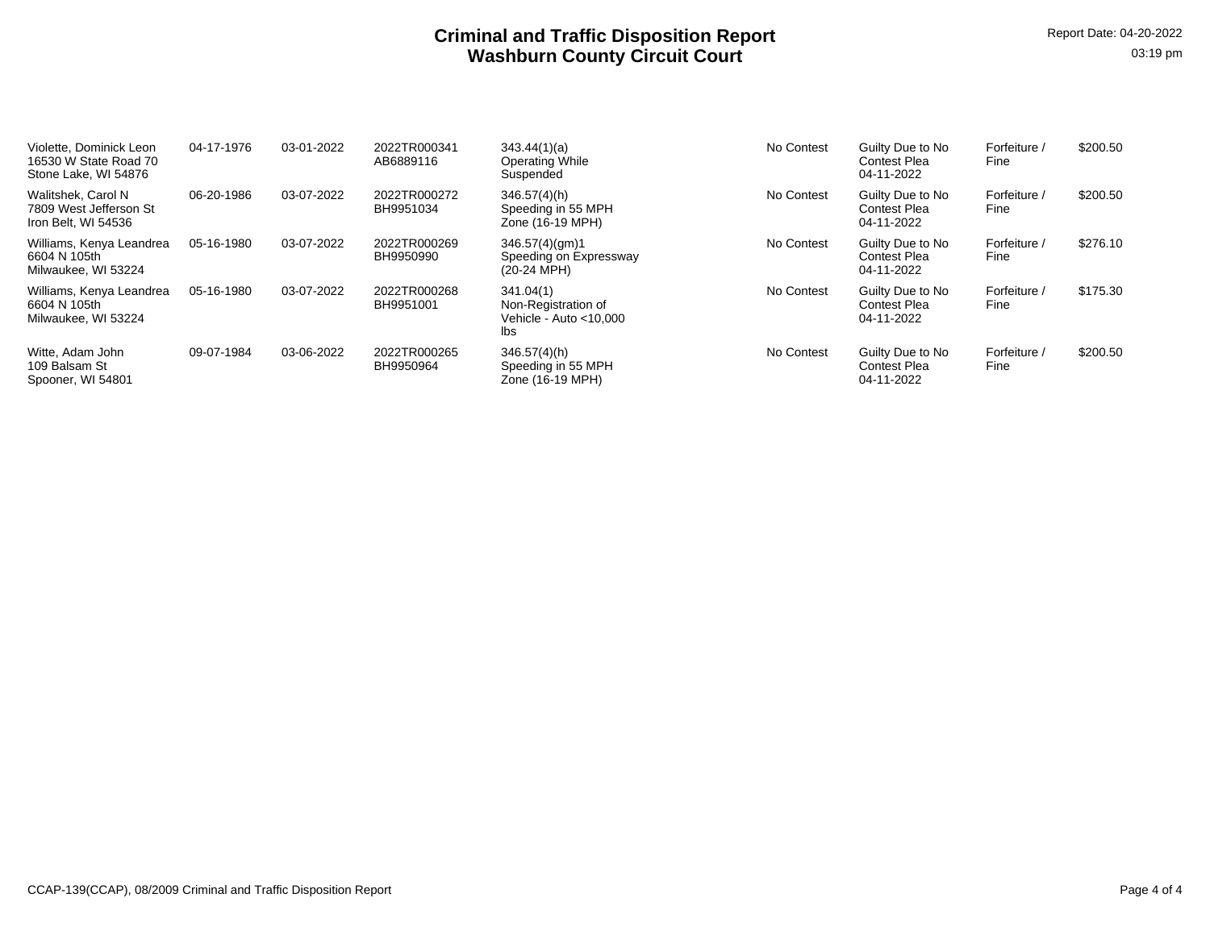# Criminal and Traffic Disposition Report
## Washburn County Circuit Court

Report Date: 04-20-2022
03:19 pm

| Name / Address | DOB | Offense Date | Case / Citation | Statute / Description | Plea | Disposition | Sentence | Amount |
|---|---|---|---|---|---|---|---|---|
| Violette, Dominick Leon<br>16530 W State Road 70<br>Stone Lake, WI 54876 | 04-17-1976 | 03-01-2022 | 2022TR000341<br>AB6889116 | 343.44(1)(a)<br>Operating While Suspended | No Contest | Guilty Due to No Contest Plea<br>04-11-2022 | Forfeiture / Fine | $200.50 |
| Walitshek, Carol N<br>7809 West Jefferson St<br>Iron Belt, WI 54536 | 06-20-1986 | 03-07-2022 | 2022TR000272<br>BH9951034 | 346.57(4)(h)<br>Speeding in 55 MPH Zone (16-19 MPH) | No Contest | Guilty Due to No Contest Plea<br>04-11-2022 | Forfeiture / Fine | $200.50 |
| Williams, Kenya Leandrea<br>6604 N 105th<br>Milwaukee, WI 53224 | 05-16-1980 | 03-07-2022 | 2022TR000269<br>BH9950990 | 346.57(4)(gm)1<br>Speeding on Expressway (20-24 MPH) | No Contest | Guilty Due to No Contest Plea<br>04-11-2022 | Forfeiture / Fine | $276.10 |
| Williams, Kenya Leandrea<br>6604 N 105th<br>Milwaukee, WI 53224 | 05-16-1980 | 03-07-2022 | 2022TR000268<br>BH9951001 | 341.04(1)<br>Non-Registration of Vehicle - Auto <10,000 lbs | No Contest | Guilty Due to No Contest Plea<br>04-11-2022 | Forfeiture / Fine | $175.30 |
| Witte, Adam John<br>109 Balsam St<br>Spooner, WI 54801 | 09-07-1984 | 03-06-2022 | 2022TR000265<br>BH9950964 | 346.57(4)(h)<br>Speeding in 55 MPH Zone (16-19 MPH) | No Contest | Guilty Due to No Contest Plea<br>04-11-2022 | Forfeiture / Fine | $200.50 |

CCAP-139(CCAP), 08/2009 Criminal and Traffic Disposition Report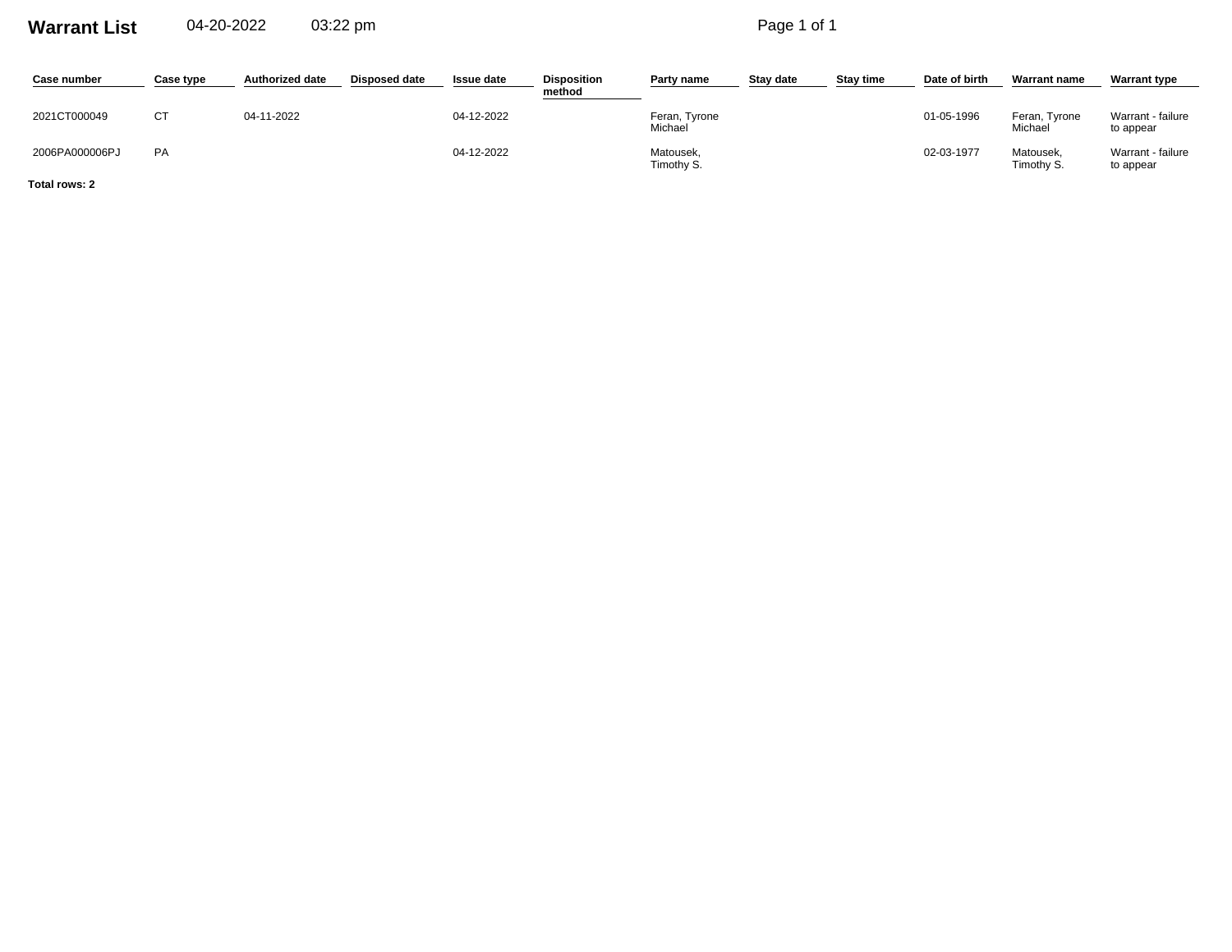# Warrant List 04-20-2022 03:22 pm

| Case number | Case type | Authorized date | Disposed date | Issue date | Disposition method | Party name | Stay date | Stay time | Date of birth | Warrant name | Warrant type |
|---|---|---|---|---|---|---|---|---|---|---|---|
| 2021CT000049 | CT | 04-11-2022 | | 04-12-2022 | | Feran, Tyrone Michael | | | 01-05-1996 | Feran, Tyrone Michael | Warrant - failure to appear |
| 2006PA000006PJ | PA | | | 04-12-2022 | | Matousek, Timothy S. | | | 02-03-1977 | Matousek, Timothy S. | Warrant - failure to appear |

**Total rows: 2**